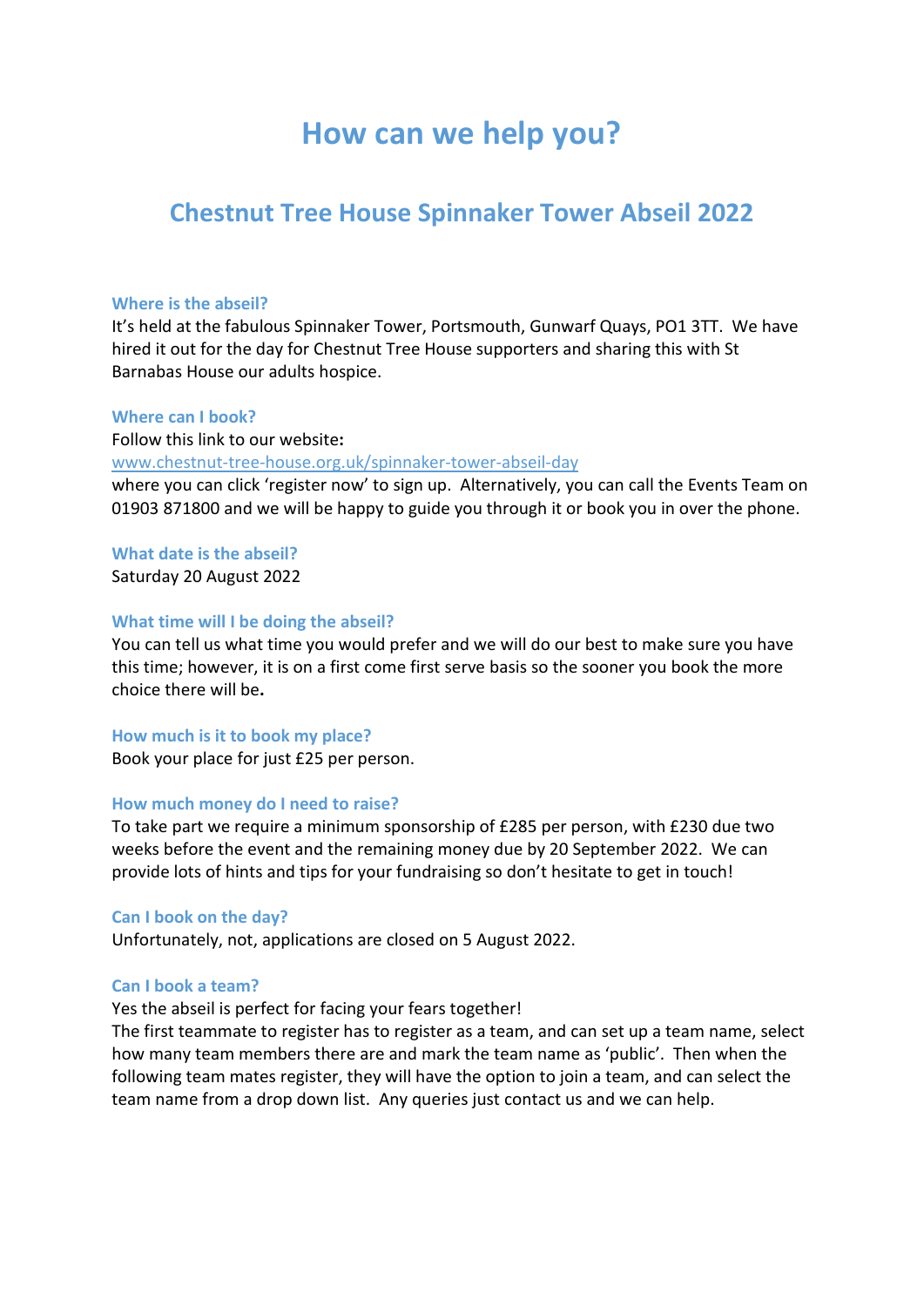# How can we help you?

## Chestnut Tree House Spinnaker Tower Abseil 2022

### Where is the abseil?

It's held at the fabulous Spinnaker Tower, Portsmouth, Gunwarf Quays, PO1 3TT. We have hired it out for the day for Chestnut Tree House supporters and sharing this with St Barnabas House our adults hospice.

### Where can I book?

Follow this link to our website**:**
[www.chestnut-tree-house.org.uk/spinnaker-tower-abseil-day](www.chestnut-tree-house.org.uk/spinnaker-tower-abseil-day)
where you can click 'register now' to sign up. Alternatively, you can call the Events Team on 01903 871800 and we will be happy to guide you through it or book you in over the phone.

### What date is the abseil?

Saturday 20 August 2022

### What time will I be doing the abseil?

You can tell us what time you would prefer and we will do our best to make sure you have this time; however, it is on a first come first serve basis so the sooner you book the more choice there will be**.**

### How much is it to book my place?

Book your place for just £25 per person.

### How much money do I need to raise?

To take part we require a minimum sponsorship of £285 per person, with £230 due two weeks before the event and the remaining money due by 20 September 2022. We can provide lots of hints and tips for your fundraising so don't hesitate to get in touch!

### Can I book on the day?

Unfortunately, not, applications are closed on 5 August 2022.

### Can I book a team?

Yes the abseil is perfect for facing your fears together!
The first teammate to register has to register as a team, and can set up a team name, select how many team members there are and mark the team name as 'public'. Then when the following team mates register, they will have the option to join a team, and can select the team name from a drop down list. Any queries just contact us and we can help.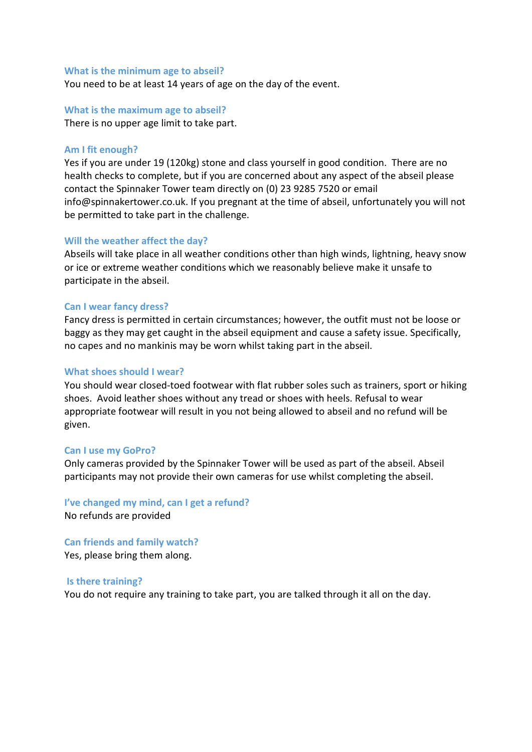### What is the minimum age to abseil?

You need to be at least 14 years of age on the day of the event.

### What is the maximum age to abseil?

There is no upper age limit to take part.

### Am I fit enough?

Yes if you are under 19 (120kg) stone and class yourself in good condition. There are no health checks to complete, but if you are concerned about any aspect of the abseil please contact the Spinnaker Tower team directly on (0) 23 9285 7520 or email info@spinnakertower.co.uk. If you pregnant at the time of abseil, unfortunately you will not be permitted to take part in the challenge.

### Will the weather affect the day?

Abseils will take place in all weather conditions other than high winds, lightning, heavy snow or ice or extreme weather conditions which we reasonably believe make it unsafe to participate in the abseil.

### Can I wear fancy dress?

Fancy dress is permitted in certain circumstances; however, the outfit must not be loose or baggy as they may get caught in the abseil equipment and cause a safety issue. Specifically, no capes and no mankinis may be worn whilst taking part in the abseil.

### What shoes should I wear?

You should wear closed-toed footwear with flat rubber soles such as trainers, sport or hiking shoes. Avoid leather shoes without any tread or shoes with heels. Refusal to wear appropriate footwear will result in you not being allowed to abseil and no refund will be given.

### Can I use my GoPro?

Only cameras provided by the Spinnaker Tower will be used as part of the abseil. Abseil participants may not provide their own cameras for use whilst completing the abseil.

### I've changed my mind, can I get a refund?

No refunds are provided

### Can friends and family watch?

Yes, please bring them along.

### Is there training?

You do not require any training to take part, you are talked through it all on the day.